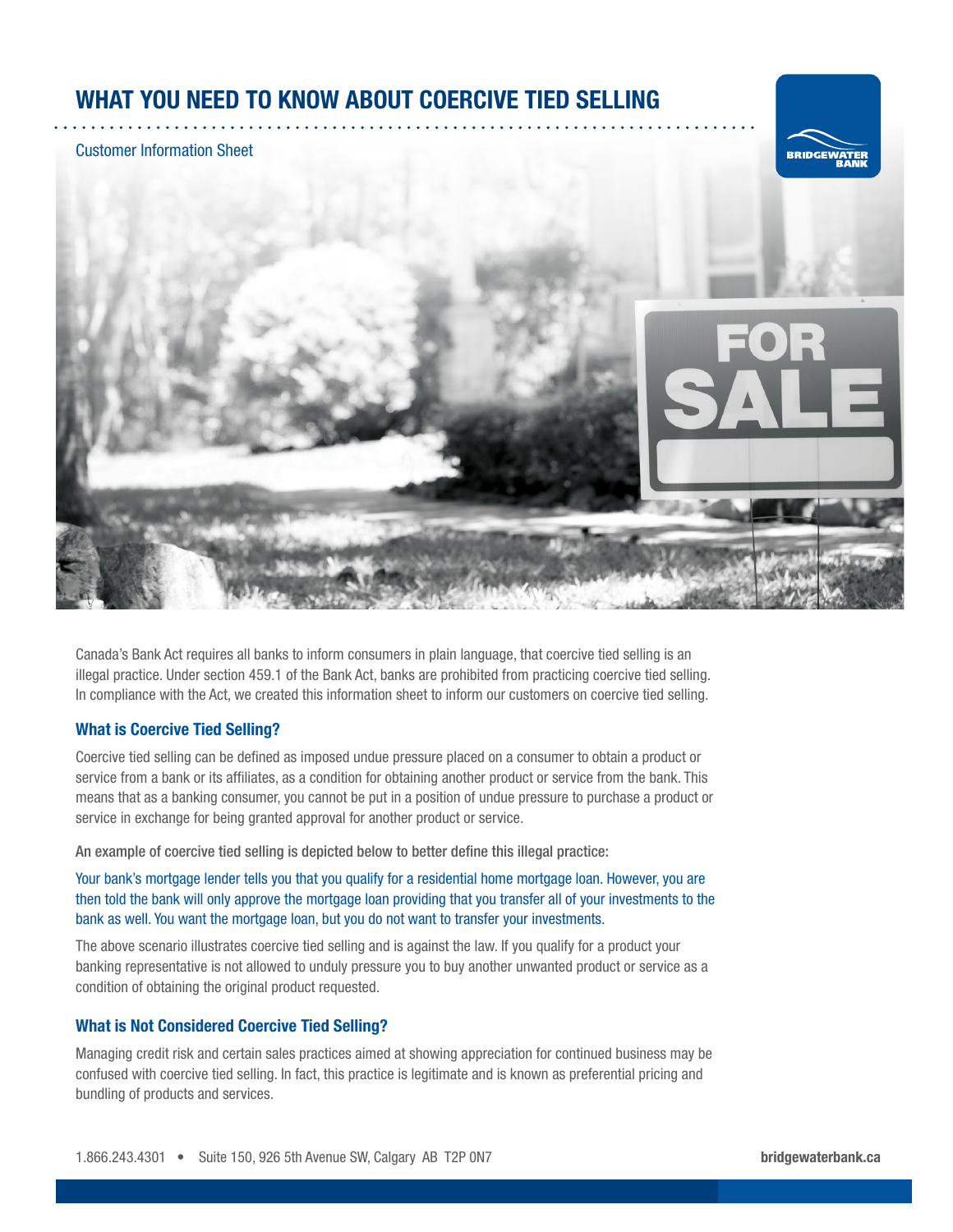# WHAT YOU NEED TO KNOW ABOUT COERCIVE TIED SELLING

Customer Information Sheet

Canada's Bank Act requires all banks to inform consumers in plain language, that coercive tied selling is an illegal practice. Under section 459.1 of the Bank Act, banks are prohibited from practicing coercive tied selling. In compliance with the Act, we created this information sheet to inform our customers on coercive tied selling.

## What is Coercive Tied Selling?

Coercive tied selling can be defined as imposed undue pressure placed on a consumer to obtain a product or service from a bank or its affiliates, as a condition for obtaining another product or service from the bank. This means that as a banking consumer, you cannot be put in a position of undue pressure to purchase a product or service in exchange for being granted approval for another product or service.

An example of coercive tied selling is depicted below to better define this illegal practice:

Your bank's mortgage lender tells you that you qualify for a residential home mortgage loan. However, you are then told the bank will only approve the mortgage loan providing that you transfer all of your investments to the bank as well. You want the mortgage loan, but you do not want to transfer your investments.

The above scenario illustrates coercive tied selling and is against the law. If you qualify for a product your banking representative is not allowed to unduly pressure you to buy another unwanted product or service as a condition of obtaining the original product requested.

## What is Not Considered Coercive Tied Selling?

Managing credit risk and certain sales practices aimed at showing appreciation for continued business may be confused with coercive tied selling. In fact, this practice is legitimate and is known as preferential pricing and bundling of products and services.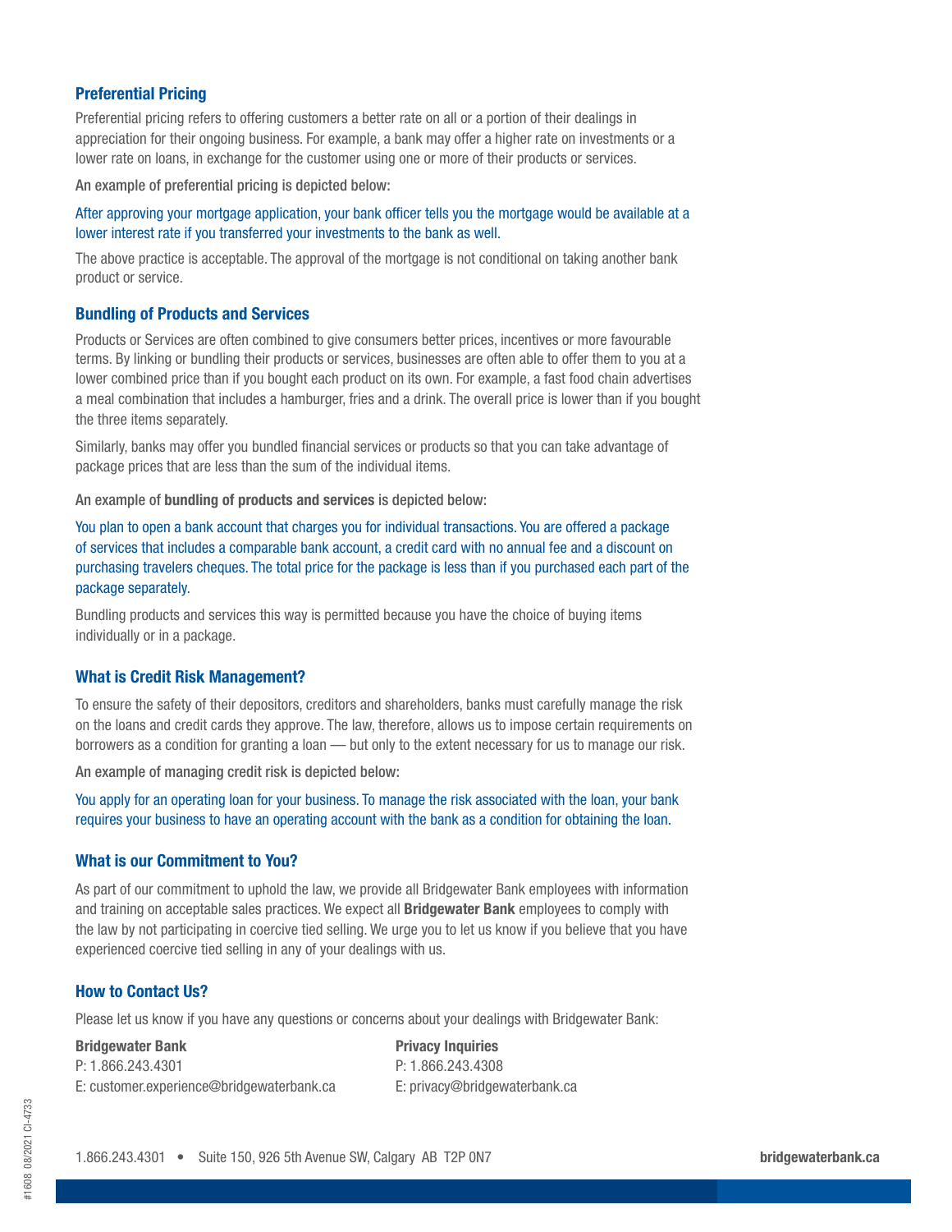## Preferential Pricing

Preferential pricing refers to offering customers a better rate on all or a portion of their dealings in appreciation for their ongoing business. For example, a bank may offer a higher rate on investments or a lower rate on loans, in exchange for the customer using one or more of their products or services.

An example of preferential pricing is depicted below:

After approving your mortgage application, your bank officer tells you the mortgage would be available at a lower interest rate if you transferred your investments to the bank as well.

The above practice is acceptable. The approval of the mortgage is not conditional on taking another bank product or service.

## Bundling of Products and Services

Products or Services are often combined to give consumers better prices, incentives or more favourable terms. By linking or bundling their products or services, businesses are often able to offer them to you at a lower combined price than if you bought each product on its own. For example, a fast food chain advertises a meal combination that includes a hamburger, fries and a drink. The overall price is lower than if you bought the three items separately.

Similarly, banks may offer you bundled financial services or products so that you can take advantage of package prices that are less than the sum of the individual items.

An example of **bundling of products and services** is depicted below:

You plan to open a bank account that charges you for individual transactions. You are offered a package of services that includes a comparable bank account, a credit card with no annual fee and a discount on purchasing travelers cheques. The total price for the package is less than if you purchased each part of the package separately.

Bundling products and services this way is permitted because you have the choice of buying items individually or in a package.

## What is Credit Risk Management?

To ensure the safety of their depositors, creditors and shareholders, banks must carefully manage the risk on the loans and credit cards they approve. The law, therefore, allows us to impose certain requirements on borrowers as a condition for granting a loan — but only to the extent necessary for us to manage our risk.

An example of managing credit risk is depicted below:

You apply for an operating loan for your business. To manage the risk associated with the loan, your bank requires your business to have an operating account with the bank as a condition for obtaining the loan.

## What is our Commitment to You?

As part of our commitment to uphold the law, we provide all Bridgewater Bank employees with information and training on acceptable sales practices. We expect all **Bridgewater Bank** employees to comply with the law by not participating in coercive tied selling. We urge you to let us know if you believe that you have experienced coercive tied selling in any of your dealings with us.

## How to Contact Us?

Please let us know if you have any questions or concerns about your dealings with Bridgewater Bank:

**Bridgewater Bank**
P: 1.866.243.4301
E: customer.experience@bridgewaterbank.ca

**Privacy Inquiries**
P: 1.866.243.4308
E: privacy@bridgewaterbank.ca

1.866.243.4301 • Suite 150, 926 5th Avenue SW, Calgary AB T2P 0N7

**bridgewaterbank.ca**

#1608 08/2021 CI-4733